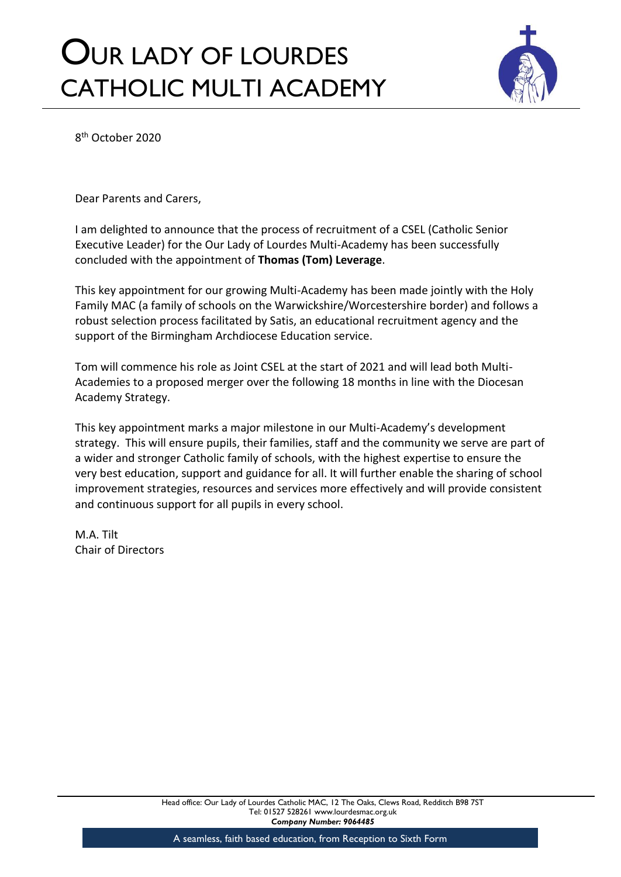# OUR LADY OF LOURDES CATHOLIC MULTI ACADEMY

8th October 2020

Dear Parents and Carers,

I am delighted to announce that the process of recruitment of a CSEL (Catholic Senior Executive Leader) for the Our Lady of Lourdes Multi-Academy has been successfully concluded with the appointment of **Thomas (Tom) Leverage**.

This key appointment for our growing Multi-Academy has been made jointly with the Holy Family MAC (a family of schools on the Warwickshire/Worcestershire border) and follows a robust selection process facilitated by Satis, an educational recruitment agency and the support of the Birmingham Archdiocese Education service.

Tom will commence his role as Joint CSEL at the start of 2021 and will lead both Multi-Academies to a proposed merger over the following 18 months in line with the Diocesan Academy Strategy.

This key appointment marks a major milestone in our Multi-Academy's development strategy. This will ensure pupils, their families, staff and the community we serve are part of a wider and stronger Catholic family of schools, with the highest expertise to ensure the very best education, support and guidance for all. It will further enable the sharing of school improvement strategies, resources and services more effectively and will provide consistent and continuous support for all pupils in every school.

M.A. Tilt
Chair of Directors

Head office: Our Lady of Lourdes Catholic MAC, 12 The Oaks, Clews Road, Redditch B98 7ST
Tel: 01527 528261 www.lourdesmac.org.uk
***Company Number: 9064485***

A seamless, faith based education, from Reception to Sixth Form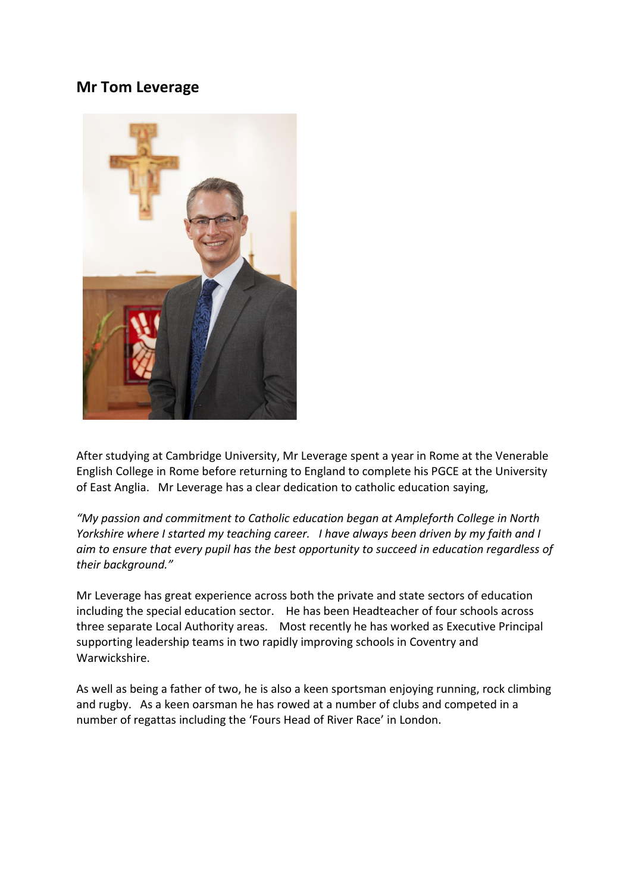## Mr Tom Leverage

After studying at Cambridge University, Mr Leverage spent a year in Rome at the Venerable English College in Rome before returning to England to complete his PGCE at the University of East Anglia. Mr Leverage has a clear dedication to catholic education saying,

*"My passion and commitment to Catholic education began at Ampleforth College in North Yorkshire where I started my teaching career. I have always been driven by my faith and I aim to ensure that every pupil has the best opportunity to succeed in education regardless of their background."*

Mr Leverage has great experience across both the private and state sectors of education including the special education sector. He has been Headteacher of four schools across three separate Local Authority areas. Most recently he has worked as Executive Principal supporting leadership teams in two rapidly improving schools in Coventry and Warwickshire.

As well as being a father of two, he is also a keen sportsman enjoying running, rock climbing and rugby. As a keen oarsman he has rowed at a number of clubs and competed in a number of regattas including the 'Fours Head of River Race' in London.